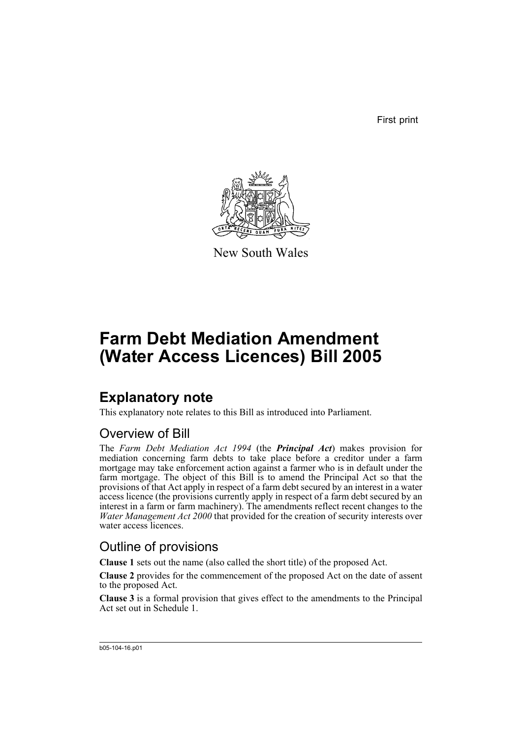First print

New South Wales

# Farm Debt Mediation Amendment (Water Access Licences) Bill 2005

## Explanatory note

This explanatory note relates to this Bill as introduced into Parliament.

### Overview of Bill

The *Farm Debt Mediation Act 1994* (the ***Principal Act***) makes provision for mediation concerning farm debts to take place before a creditor under a farm mortgage may take enforcement action against a farmer who is in default under the farm mortgage. The object of this Bill is to amend the Principal Act so that the provisions of that Act apply in respect of a farm debt secured by an interest in a water access licence (the provisions currently apply in respect of a farm debt secured by an interest in a farm or farm machinery). The amendments reflect recent changes to the *Water Management Act 2000* that provided for the creation of security interests over water access licences.

### Outline of provisions

**Clause 1** sets out the name (also called the short title) of the proposed Act.

**Clause 2** provides for the commencement of the proposed Act on the date of assent to the proposed Act.

**Clause 3** is a formal provision that gives effect to the amendments to the Principal Act set out in Schedule 1.

b05-104-16.p01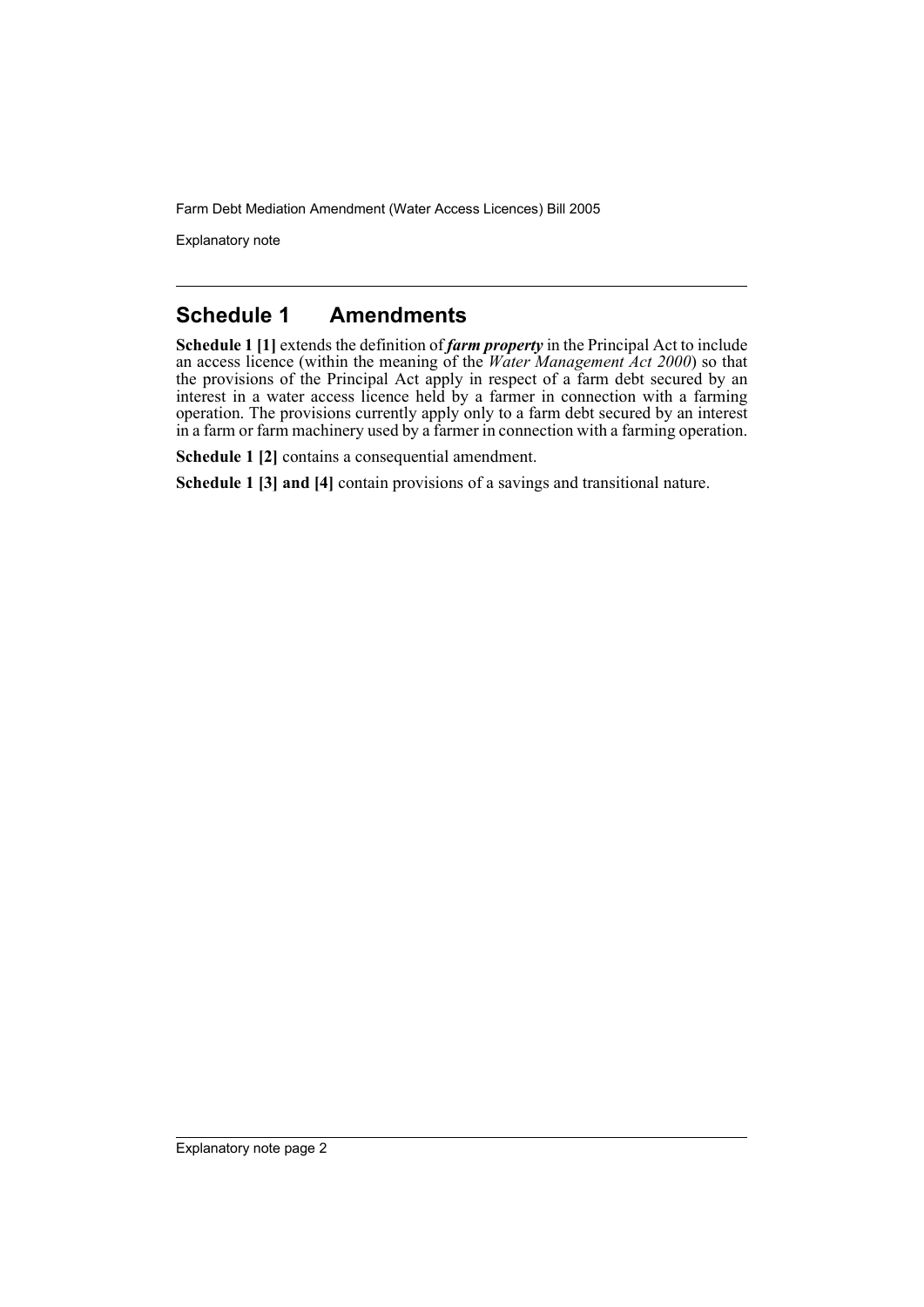## Schedule 1 Amendments

**Schedule 1 [1]** extends the definition of ***farm property*** in the Principal Act to include an access licence (within the meaning of the *Water Management Act 2000*) so that the provisions of the Principal Act apply in respect of a farm debt secured by an interest in a water access licence held by a farmer in connection with a farming operation. The provisions currently apply only to a farm debt secured by an interest in a farm or farm machinery used by a farmer in connection with a farming operation.

**Schedule 1 [2]** contains a consequential amendment.

**Schedule 1 [3] and [4]** contain provisions of a savings and transitional nature.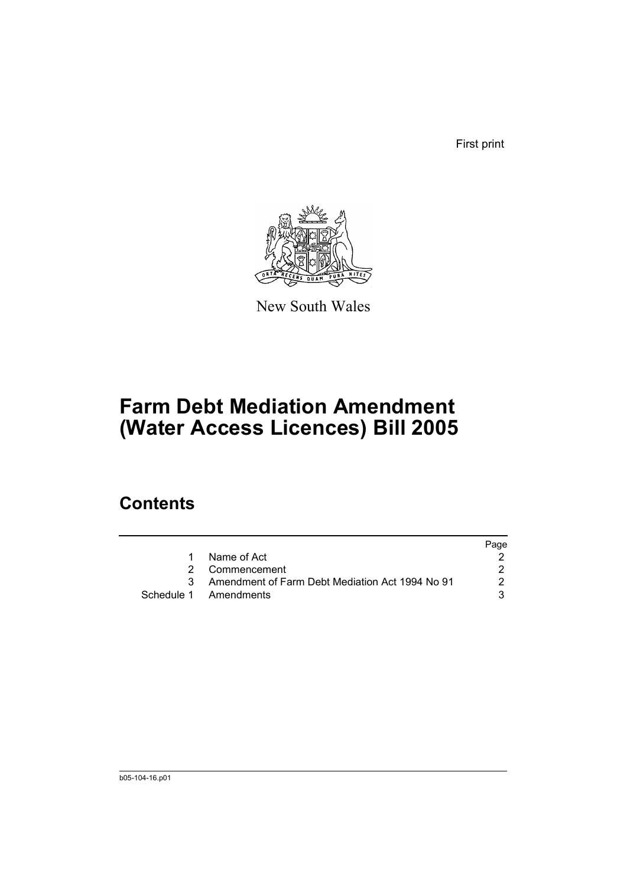First print

New South Wales

# Farm Debt Mediation Amendment (Water Access Licences) Bill 2005

## Contents

| | | Page |
|---|---|---|
| 1 | Name of Act | 2 |
| 2 | Commencement | 2 |
| 3 | Amendment of Farm Debt Mediation Act 1994 No 91 | 2 |
| Schedule 1 | Amendments | 3 |

b05-104-16.p01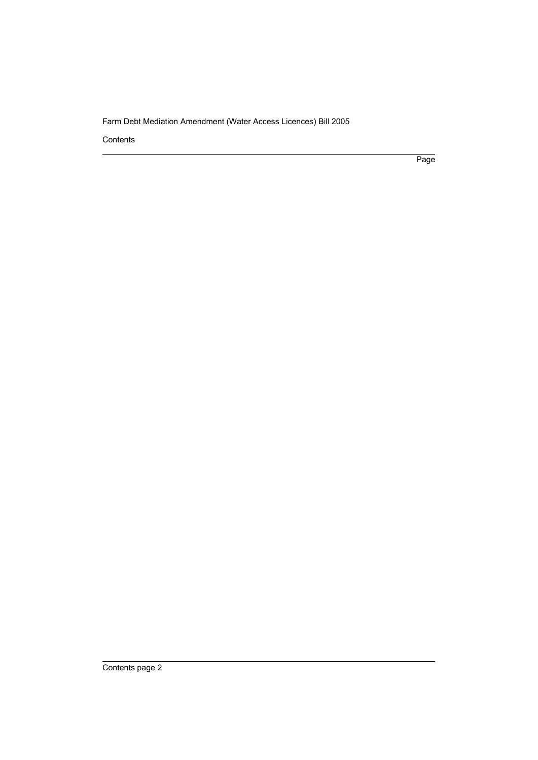Contents

Page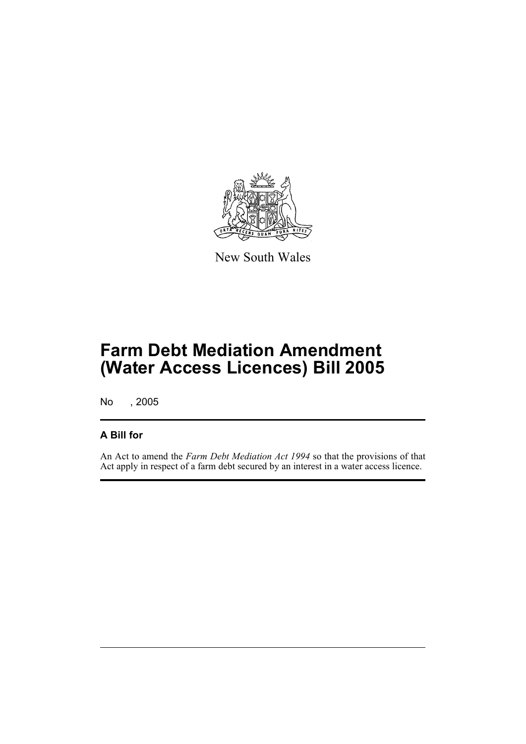New South Wales

# Farm Debt Mediation Amendment (Water Access Licences) Bill 2005

No , 2005

## A Bill for

An Act to amend the *Farm Debt Mediation Act 1994* so that the provisions of that Act apply in respect of a farm debt secured by an interest in a water access licence.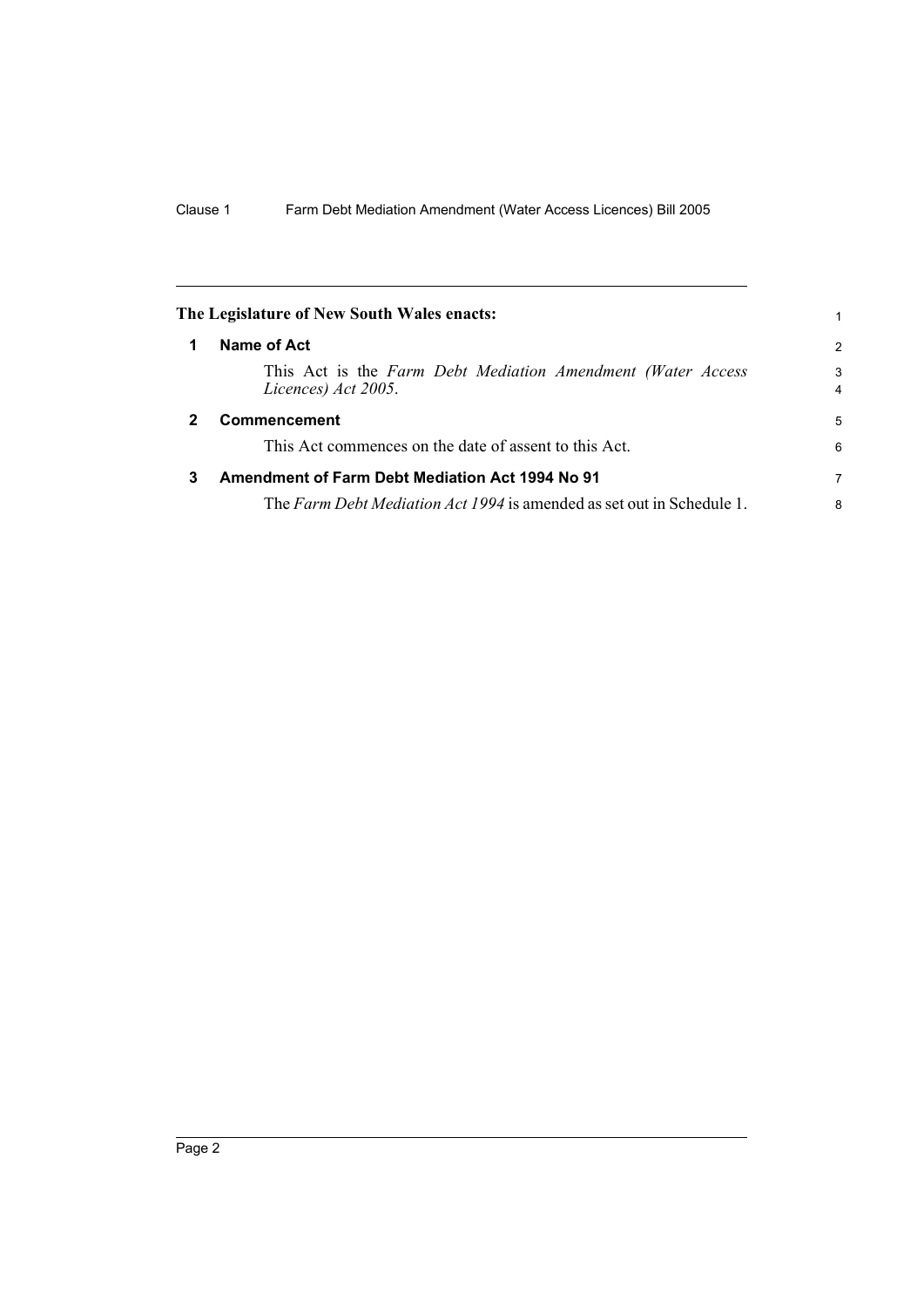**The Legislature of New South Wales enacts:**

**1 Name of Act**

This Act is the *Farm Debt Mediation Amendment (Water Access Licences) Act 2005*.

**2 Commencement**

This Act commences on the date of assent to this Act.

**3 Amendment of Farm Debt Mediation Act 1994 No 91**

The *Farm Debt Mediation Act 1994* is amended as set out in Schedule 1.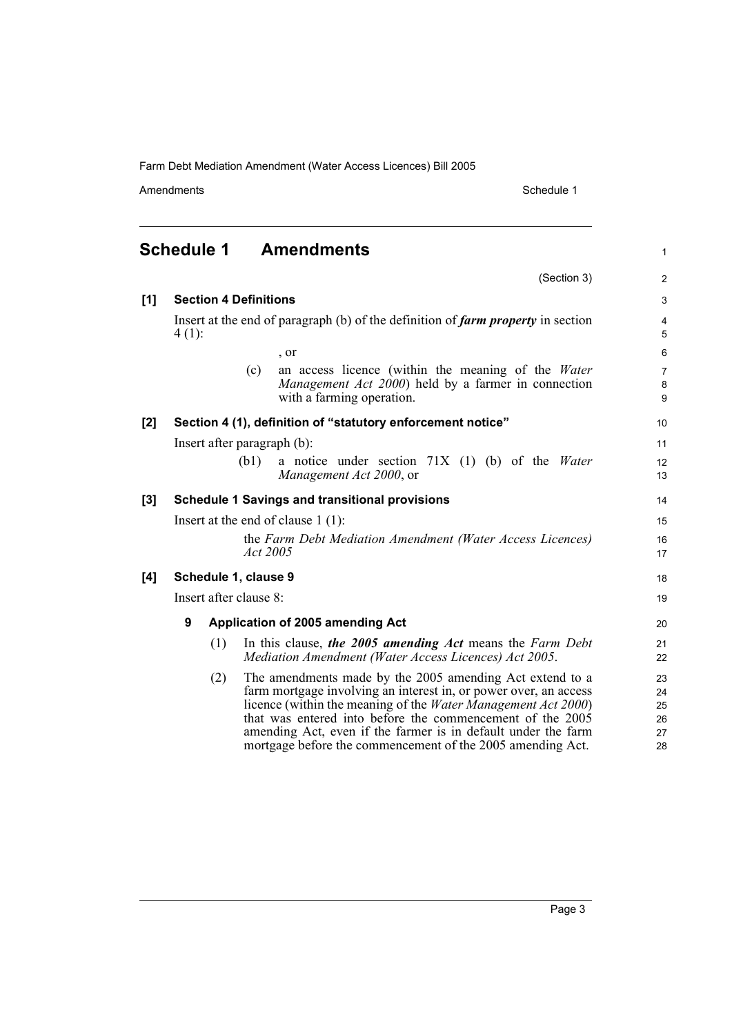## Schedule 1 Amendments

(Section 3)

**[1] Section 4 Definitions**

Insert at the end of paragraph (b) of the definition of ***farm property*** in section 4 (1):

, or

(c) an access licence (within the meaning of the *Water Management Act 2000*) held by a farmer in connection with a farming operation.

**[2] Section 4 (1), definition of "statutory enforcement notice"**

Insert after paragraph (b):

(b1) a notice under section 71X (1) (b) of the *Water Management Act 2000*, or

**[3] Schedule 1 Savings and transitional provisions**

Insert at the end of clause 1 (1):

the *Farm Debt Mediation Amendment (Water Access Licences) Act 2005*

**[4] Schedule 1, clause 9**

Insert after clause 8:

**9 Application of 2005 amending Act**

(1) In this clause, ***the 2005 amending Act*** means the *Farm Debt Mediation Amendment (Water Access Licences) Act 2005*.

(2) The amendments made by the 2005 amending Act extend to a farm mortgage involving an interest in, or power over, an access licence (within the meaning of the *Water Management Act 2000*) that was entered into before the commencement of the 2005 amending Act, even if the farmer is in default under the farm mortgage before the commencement of the 2005 amending Act.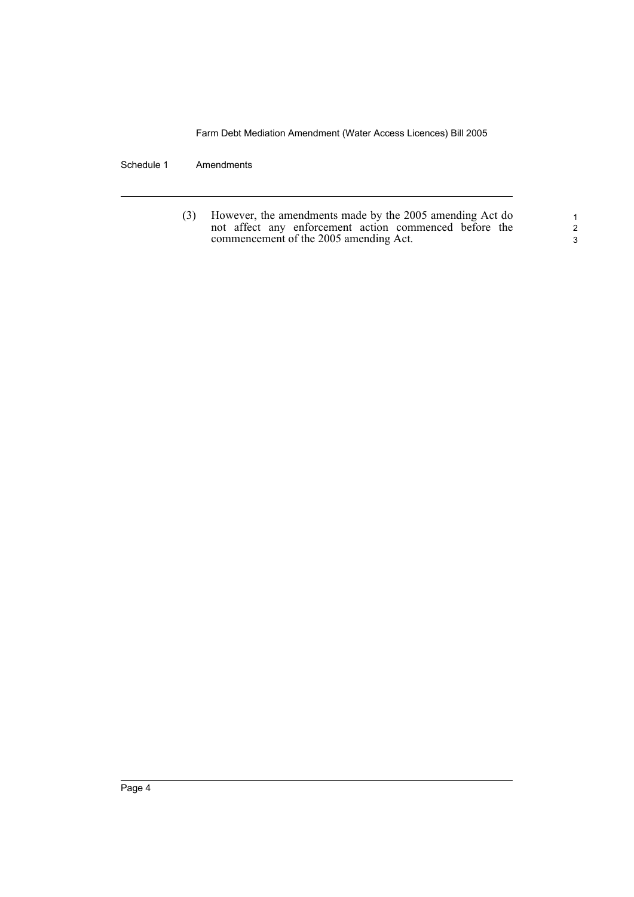(3) However, the amendments made by the 2005 amending Act do not affect any enforcement action commenced before the commencement of the 2005 amending Act.